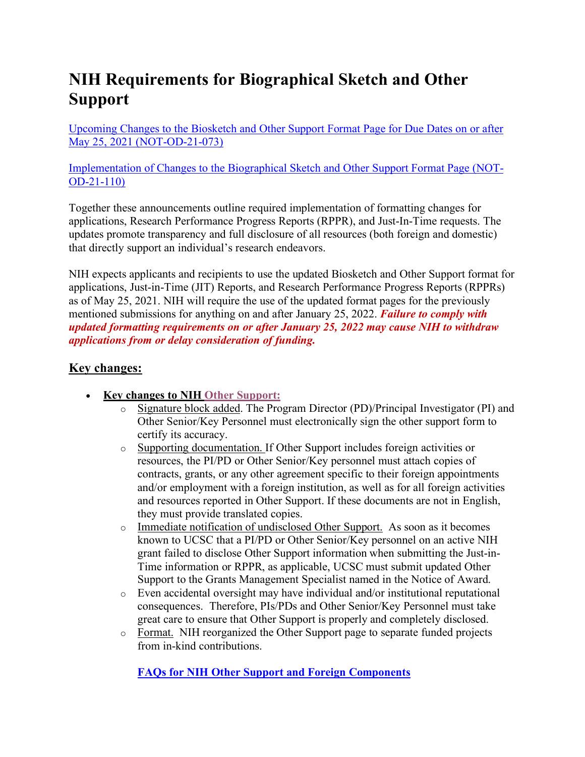# NIH Requirements for Biographical Sketch and Other Support

[Upcoming Changes to the Biosketch and Other Support Format Page for Due Dates on or after May 25, 2021 (NOT-OD-21-073)]

[Implementation of Changes to the Biographical Sketch and Other Support Format Page (NOT-OD-21-110)]

Together these announcements outline required implementation of formatting changes for applications, Research Performance Progress Reports (RPPR), and Just-In-Time requests. The updates promote transparency and full disclosure of all resources (both foreign and domestic) that directly support an individual's research endeavors.

NIH expects applicants and recipients to use the updated Biosketch and Other Support format for applications, Just-in-Time (JIT) Reports, and Research Performance Progress Reports (RPPRs) as of May 25, 2021. NIH will require the use of the updated format pages for the previously mentioned submissions for anything on and after January 25, 2022. ***Failure to comply with updated formatting requirements on or after January 25, 2022 may cause NIH to withdraw applications from or delay consideration of funding.***

## Key changes:

- **Key changes to NIH Other Support:**
  - Signature block added. The Program Director (PD)/Principal Investigator (PI) and Other Senior/Key Personnel must electronically sign the other support form to certify its accuracy.
  - Supporting documentation. If Other Support includes foreign activities or resources, the PI/PD or Other Senior/Key personnel must attach copies of contracts, grants, or any other agreement specific to their foreign appointments and/or employment with a foreign institution, as well as for all foreign activities and resources reported in Other Support. If these documents are not in English, they must provide translated copies.
  - Immediate notification of undisclosed Other Support. As soon as it becomes known to UCSC that a PI/PD or Other Senior/Key personnel on an active NIH grant failed to disclose Other Support information when submitting the Just-in-Time information or RPPR, as applicable, UCSC must submit updated Other Support to the Grants Management Specialist named in the Notice of Award.
  - Even accidental oversight may have individual and/or institutional reputational consequences. Therefore, PIs/PDs and Other Senior/Key Personnel must take great care to ensure that Other Support is properly and completely disclosed.
  - Format. NIH reorganized the Other Support page to separate funded projects from in-kind contributions.

  **FAQs for NIH Other Support and Foreign Components**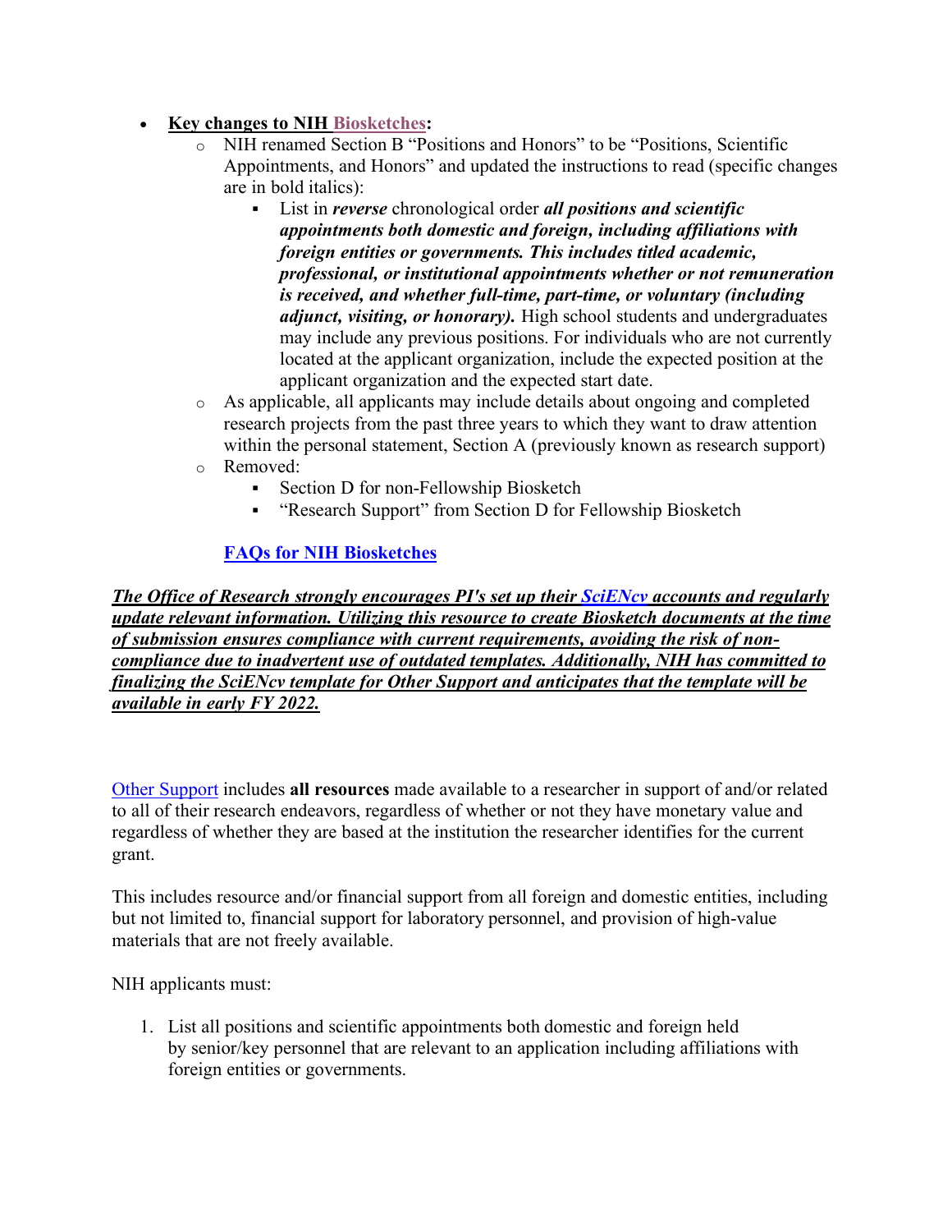- **Key changes to NIH Biosketches:**
  - NIH renamed Section B "Positions and Honors" to be "Positions, Scientific Appointments, and Honors" and updated the instructions to read (specific changes are in bold italics):
    - List in ***reverse*** chronological order ***all positions and scientific appointments both domestic and foreign, including affiliations with foreign entities or governments. This includes titled academic, professional, or institutional appointments whether or not remuneration is received, and whether full-time, part-time, or voluntary (including adjunct, visiting, or honorary).*** High school students and undergraduates may include any previous positions. For individuals who are not currently located at the applicant organization, include the expected position at the applicant organization and the expected start date.
  - As applicable, all applicants may include details about ongoing and completed research projects from the past three years to which they want to draw attention within the personal statement, Section A (previously known as research support)
  - Removed:
    - Section D for non-Fellowship Biosketch
    - "Research Support" from Section D for Fellowship Biosketch

    **FAQs for NIH Biosketches**

***The Office of Research strongly encourages PI's set up their SciENcv accounts and regularly update relevant information. Utilizing this resource to create Biosketch documents at the time of submission ensures compliance with current requirements, avoiding the risk of non-compliance due to inadvertent use of outdated templates. Additionally, NIH has committed to finalizing the SciENcv template for Other Support and anticipates that the template will be available in early FY 2022.***

Other Support includes **all resources** made available to a researcher in support of and/or related to all of their research endeavors, regardless of whether or not they have monetary value and regardless of whether they are based at the institution the researcher identifies for the current grant.

This includes resource and/or financial support from all foreign and domestic entities, including but not limited to, financial support for laboratory personnel, and provision of high-value materials that are not freely available.

NIH applicants must:

1. List all positions and scientific appointments both domestic and foreign held by senior/key personnel that are relevant to an application including affiliations with foreign entities or governments.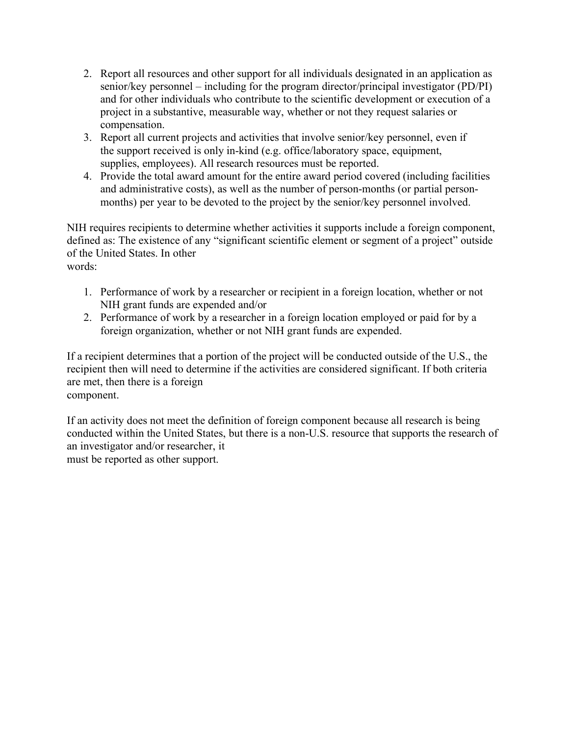2. Report all resources and other support for all individuals designated in an application as senior/key personnel – including for the program director/principal investigator (PD/PI) and for other individuals who contribute to the scientific development or execution of a project in a substantive, measurable way, whether or not they request salaries or compensation.
3. Report all current projects and activities that involve senior/key personnel, even if the support received is only in-kind (e.g. office/laboratory space, equipment, supplies, employees). All research resources must be reported.
4. Provide the total award amount for the entire award period covered (including facilities and administrative costs), as well as the number of person-months (or partial person-months) per year to be devoted to the project by the senior/key personnel involved.

NIH requires recipients to determine whether activities it supports include a foreign component, defined as: The existence of any "significant scientific element or segment of a project" outside of the United States. In other words:

1. Performance of work by a researcher or recipient in a foreign location, whether or not NIH grant funds are expended and/or
2. Performance of work by a researcher in a foreign location employed or paid for by a foreign organization, whether or not NIH grant funds are expended.

If a recipient determines that a portion of the project will be conducted outside of the U.S., the recipient then will need to determine if the activities are considered significant. If both criteria are met, then there is a foreign component.

If an activity does not meet the definition of foreign component because all research is being conducted within the United States, but there is a non-U.S. resource that supports the research of an investigator and/or researcher, it must be reported as other support.